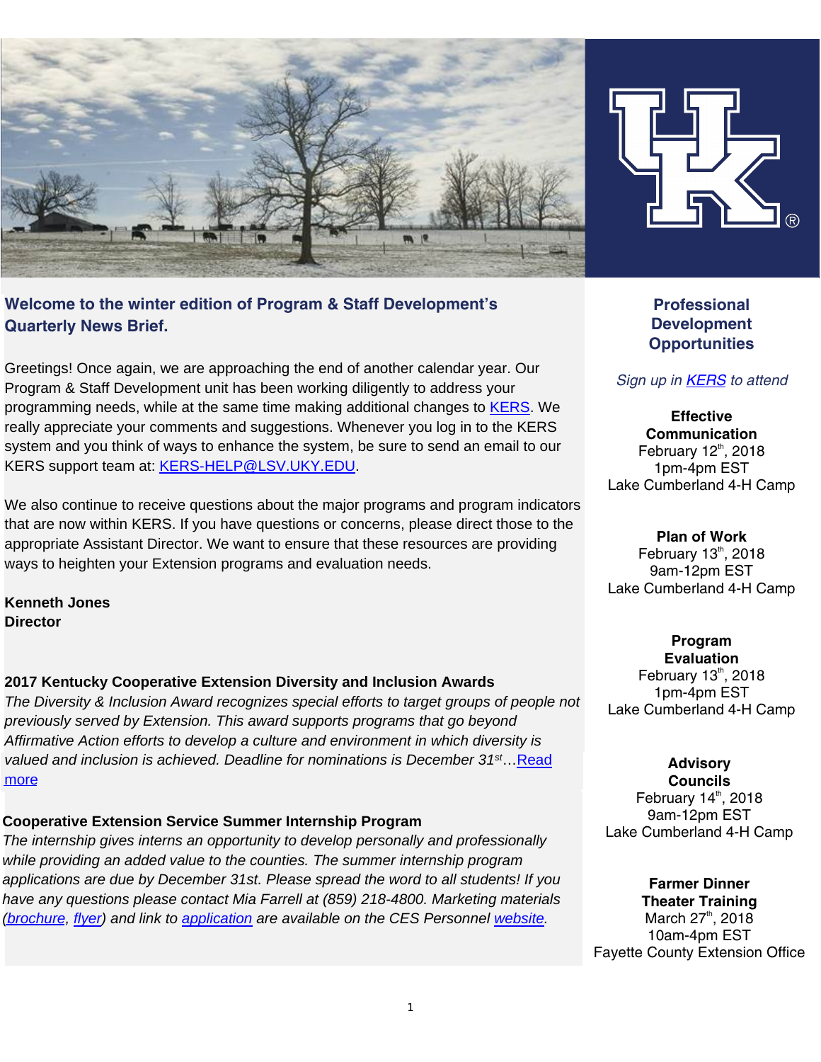## Welcome to the winter edition of Program & Staff Development's Quarterly News Brief.

Greetings! Once again, we are approaching the end of another calendar year. Our Program & Staff Development unit has been working diligently to address your programming needs, while at the same time making additional changes to KERS. We really appreciate your comments and suggestions. Whenever you log in to the KERS system and you think of ways to enhance the system, be sure to send an email to our KERS support team at: KERS-HELP@LSV.UKY.EDU.

We also continue to receive questions about the major programs and program indicators that are now within KERS. If you have questions or concerns, please direct those to the appropriate Assistant Director. We want to ensure that these resources are providing ways to heighten your Extension programs and evaluation needs.

**Kenneth Jones**
**Director**

### 2017 Kentucky Cooperative Extension Diversity and Inclusion Awards

*The Diversity & Inclusion Award recognizes special efforts to target groups of people not previously served by Extension. This award supports programs that go beyond Affirmative Action efforts to develop a culture and environment in which diversity is valued and inclusion is achieved. Deadline for nominations is December 31st…*Read more

### Cooperative Extension Service Summer Internship Program

*The internship gives interns an opportunity to develop personally and professionally while providing an added value to the counties. The summer internship program applications are due by December 31st. Please spread the word to all students! If you have any questions please contact Mia Farrell at (859) 218-4800. Marketing materials (brochure, flyer) and link to application are available on the CES Personnel website.*

## Professional Development Opportunities

*Sign up in KERS to attend*

**Effective Communication**
February 12th, 2018
1pm-4pm EST
Lake Cumberland 4-H Camp

**Plan of Work**
February 13th, 2018
9am-12pm EST
Lake Cumberland 4-H Camp

**Program Evaluation**
February 13th, 2018
1pm-4pm EST
Lake Cumberland 4-H Camp

**Advisory Councils**
February 14th, 2018
9am-12pm EST
Lake Cumberland 4-H Camp

**Farmer Dinner Theater Training**
March 27th, 2018
10am-4pm EST
Fayette County Extension Office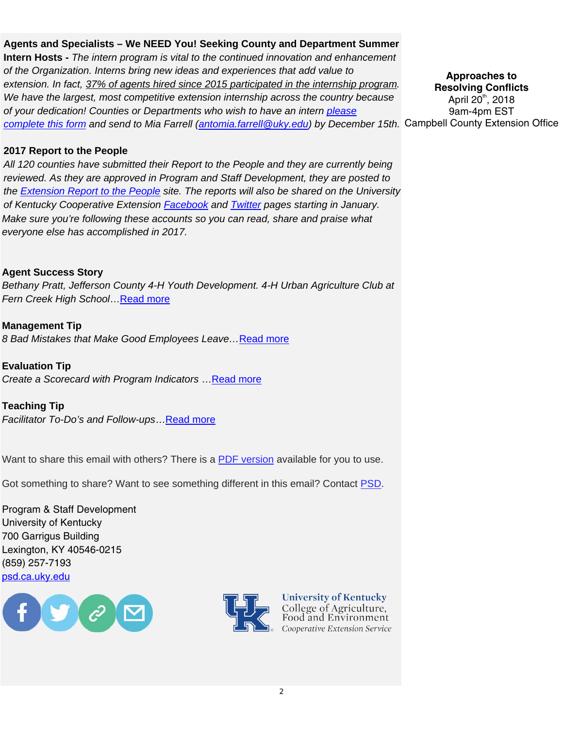**Agents and Specialists – We NEED You! Seeking County and Department Summer Intern Hosts -** *The intern program is vital to the continued innovation and enhancement of the Organization. Interns bring new ideas and experiences that add value to extension. In fact, 37% of agents hired since 2015 participated in the internship program. We have the largest, most competitive extension internship across the country because of your dedication! Counties or Departments who wish to have an intern please complete this form and send to Mia Farrell (antomia.farrell@uky.edu) by December 15th.*

**Approaches to Resolving Conflicts**
April 20th, 2018
9am-4pm EST
Campbell County Extension Office

**2017 Report to the People**

*All 120 counties have submitted their Report to the People and they are currently being reviewed. As they are approved in Program and Staff Development, they are posted to the Extension Report to the People site. The reports will also be shared on the University of Kentucky Cooperative Extension Facebook and Twitter pages starting in January. Make sure you're following these accounts so you can read, share and praise what everyone else has accomplished in 2017.*

**Agent Success Story**

*Bethany Pratt, Jefferson County 4-H Youth Development. 4-H Urban Agriculture Club at Fern Creek High School…*Read more

**Management Tip**

*8 Bad Mistakes that Make Good Employees Leave…*Read more

**Evaluation Tip**

*Create a Scorecard with Program Indicators …*Read more

**Teaching Tip**

*Facilitator To-Do's and Follow-ups…*Read more

Want to share this email with others? There is a PDF version available for you to use.

Got something to share? Want to see something different in this email? Contact PSD.

Program & Staff Development
University of Kentucky
700 Garrigus Building
Lexington, KY 40546-0215
(859) 257-7193
psd.ca.uky.edu

University of Kentucky
College of Agriculture, Food and Environment
Cooperative Extension Service